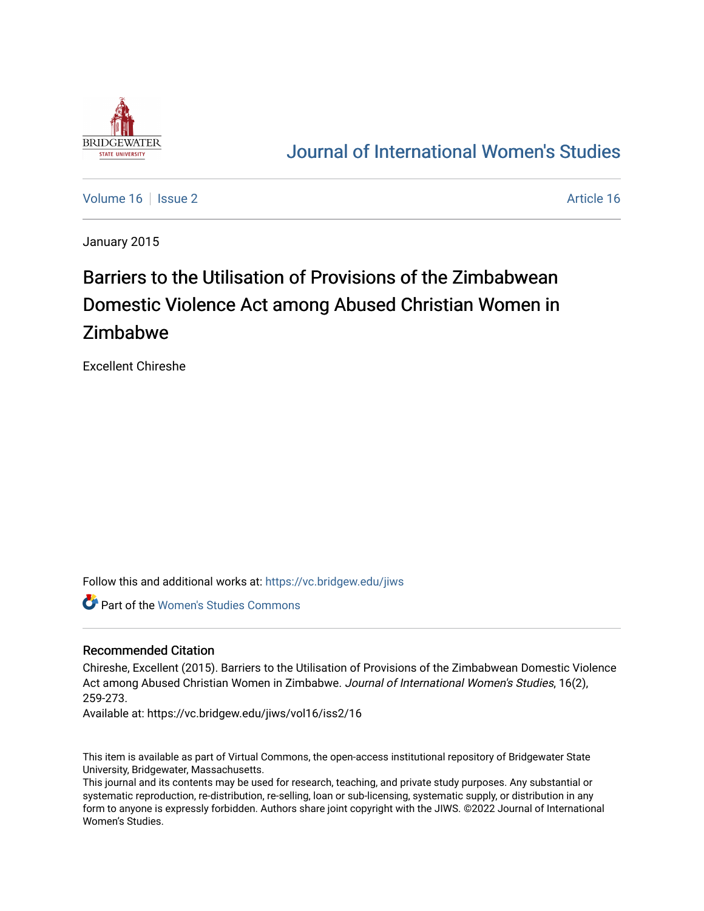# Journal of International Women's Studies

Volume 16 | Issue 2 | Article 16

January 2015

# Barriers to the Utilisation of Provisions of the Zimbabwean Domestic Violence Act among Abused Christian Women in Zimbabwe

Excellent Chireshe

Follow this and additional works at: https://vc.bridgew.edu/jiws

Part of the Women's Studies Commons

## Recommended Citation

Chireshe, Excellent (2015). Barriers to the Utilisation of Provisions of the Zimbabwean Domestic Violence Act among Abused Christian Women in Zimbabwe. *Journal of International Women's Studies*, 16(2), 259-273.

Available at: https://vc.bridgew.edu/jiws/vol16/iss2/16

This item is available as part of Virtual Commons, the open-access institutional repository of Bridgewater State University, Bridgewater, Massachusetts.

This journal and its contents may be used for research, teaching, and private study purposes. Any substantial or systematic reproduction, re-distribution, re-selling, loan or sub-licensing, systematic supply, or distribution in any form to anyone is expressly forbidden. Authors share joint copyright with the JIWS. ©2022 Journal of International Women's Studies.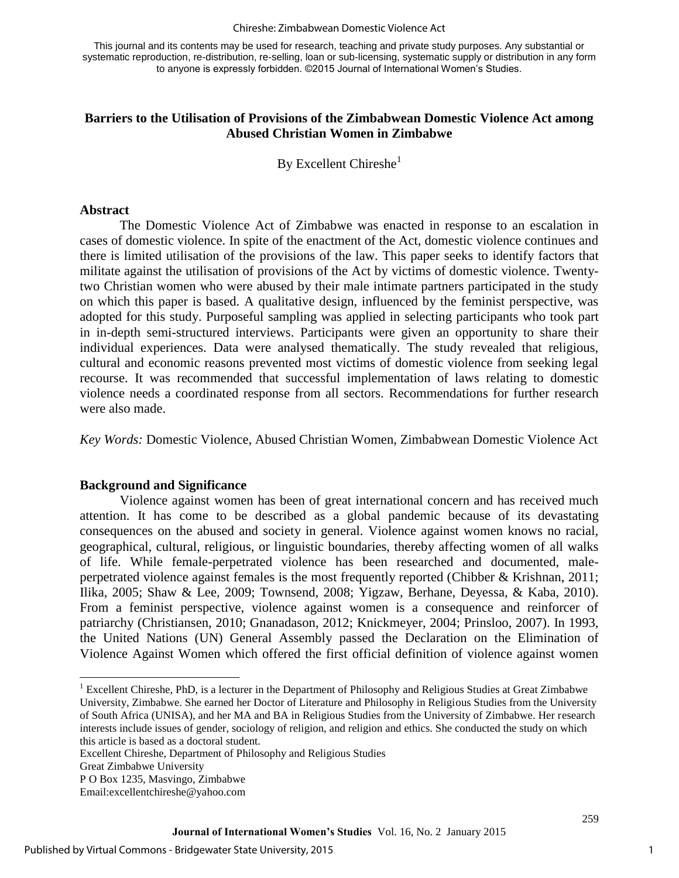**Barriers to the Utilisation of Provisions of the Zimbabwean Domestic Violence Act among Abused Christian Women in Zimbabwe**

By Excellent Chireshe[1]

## Abstract

The Domestic Violence Act of Zimbabwe was enacted in response to an escalation in cases of domestic violence. In spite of the enactment of the Act, domestic violence continues and there is limited utilisation of the provisions of the law. This paper seeks to identify factors that militate against the utilisation of provisions of the Act by victims of domestic violence. Twenty-two Christian women who were abused by their male intimate partners participated in the study on which this paper is based. A qualitative design, influenced by the feminist perspective, was adopted for this study. Purposeful sampling was applied in selecting participants who took part in in-depth semi-structured interviews. Participants were given an opportunity to share their individual experiences. Data were analysed thematically. The study revealed that religious, cultural and economic reasons prevented most victims of domestic violence from seeking legal recourse. It was recommended that successful implementation of laws relating to domestic violence needs a coordinated response from all sectors. Recommendations for further research were also made.

*Key Words:* Domestic Violence, Abused Christian Women, Zimbabwean Domestic Violence Act

## Background and Significance

Violence against women has been of great international concern and has received much attention. It has come to be described as a global pandemic because of its devastating consequences on the abused and society in general. Violence against women knows no racial, geographical, cultural, religious, or linguistic boundaries, thereby affecting women of all walks of life. While female-perpetrated violence has been researched and documented, male-perpetrated violence against females is the most frequently reported (Chibber & Krishnan, 2011; Ilika, 2005; Shaw & Lee, 2009; Townsend, 2008; Yigzaw, Berhane, Deyessa, & Kaba, 2010). From a feminist perspective, violence against women is a consequence and reinforcer of patriarchy (Christiansen, 2010; Gnanadason, 2012; Knickmeyer, 2004; Prinsloo, 2007). In 1993, the United Nations (UN) General Assembly passed the Declaration on the Elimination of Violence Against Women which offered the first official definition of violence against women

[1] Excellent Chireshe, PhD, is a lecturer in the Department of Philosophy and Religious Studies at Great Zimbabwe University, Zimbabwe. She earned her Doctor of Literature and Philosophy in Religious Studies from the University of South Africa (UNISA), and her MA and BA in Religious Studies from the University of Zimbabwe. Her research interests include issues of gender, sociology of religion, and religion and ethics. She conducted the study on which this article is based as a doctoral student.
Excellent Chireshe, Department of Philosophy and Religious Studies
Great Zimbabwe University
P O Box 1235, Masvingo, Zimbabwe
Email:excellentchireshe@yahoo.com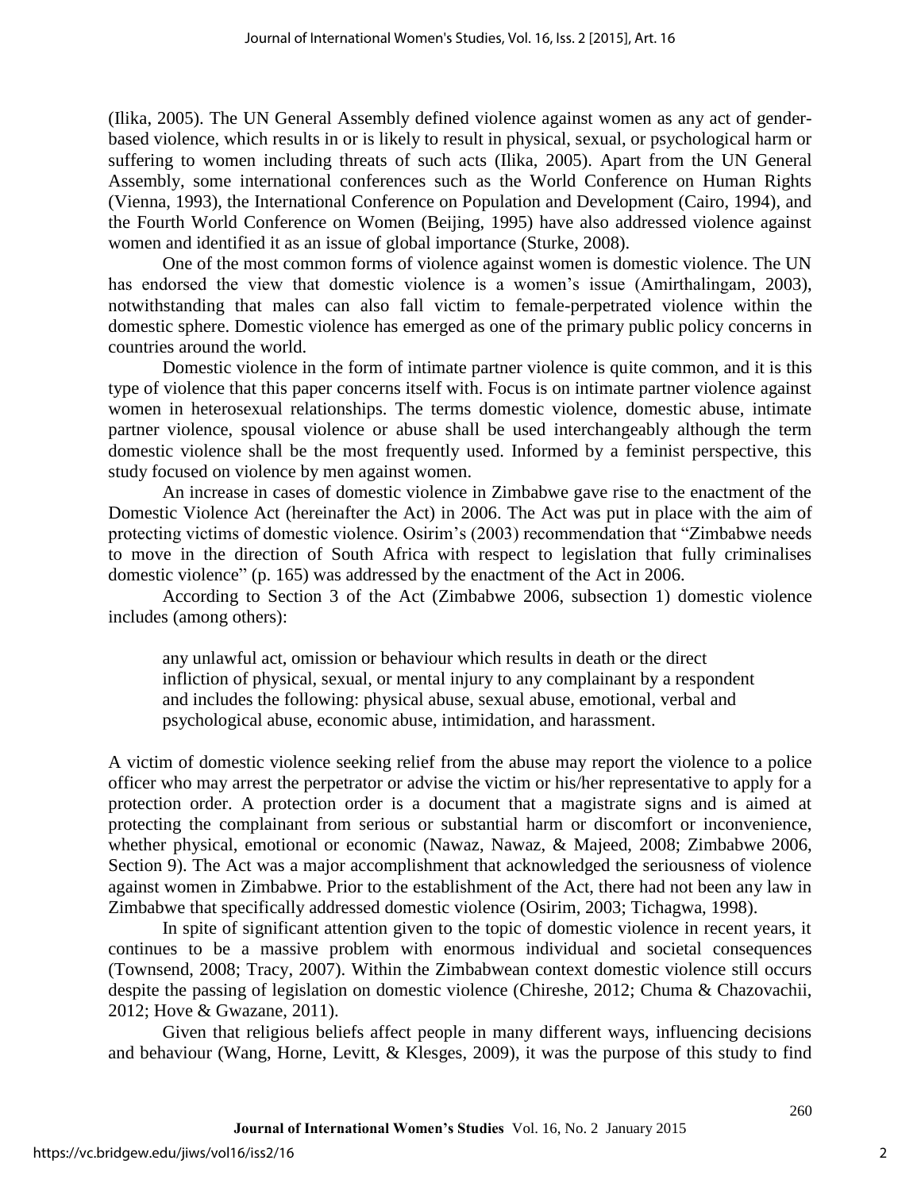(Ilika, 2005). The UN General Assembly defined violence against women as any act of gender-based violence, which results in or is likely to result in physical, sexual, or psychological harm or suffering to women including threats of such acts (Ilika, 2005). Apart from the UN General Assembly, some international conferences such as the World Conference on Human Rights (Vienna, 1993), the International Conference on Population and Development (Cairo, 1994), and the Fourth World Conference on Women (Beijing, 1995) have also addressed violence against women and identified it as an issue of global importance (Sturke, 2008).

One of the most common forms of violence against women is domestic violence. The UN has endorsed the view that domestic violence is a women's issue (Amirthalingam, 2003), notwithstanding that males can also fall victim to female-perpetrated violence within the domestic sphere. Domestic violence has emerged as one of the primary public policy concerns in countries around the world.

Domestic violence in the form of intimate partner violence is quite common, and it is this type of violence that this paper concerns itself with. Focus is on intimate partner violence against women in heterosexual relationships. The terms domestic violence, domestic abuse, intimate partner violence, spousal violence or abuse shall be used interchangeably although the term domestic violence shall be the most frequently used. Informed by a feminist perspective, this study focused on violence by men against women.

An increase in cases of domestic violence in Zimbabwe gave rise to the enactment of the Domestic Violence Act (hereinafter the Act) in 2006. The Act was put in place with the aim of protecting victims of domestic violence. Osirim's (2003) recommendation that "Zimbabwe needs to move in the direction of South Africa with respect to legislation that fully criminalises domestic violence" (p. 165) was addressed by the enactment of the Act in 2006.

According to Section 3 of the Act (Zimbabwe 2006, subsection 1) domestic violence includes (among others):

> any unlawful act, omission or behaviour which results in death or the direct infliction of physical, sexual, or mental injury to any complainant by a respondent and includes the following: physical abuse, sexual abuse, emotional, verbal and psychological abuse, economic abuse, intimidation, and harassment.

A victim of domestic violence seeking relief from the abuse may report the violence to a police officer who may arrest the perpetrator or advise the victim or his/her representative to apply for a protection order. A protection order is a document that a magistrate signs and is aimed at protecting the complainant from serious or substantial harm or discomfort or inconvenience, whether physical, emotional or economic (Nawaz, Nawaz, & Majeed, 2008; Zimbabwe 2006, Section 9). The Act was a major accomplishment that acknowledged the seriousness of violence against women in Zimbabwe. Prior to the establishment of the Act, there had not been any law in Zimbabwe that specifically addressed domestic violence (Osirim, 2003; Tichagwa, 1998).

In spite of significant attention given to the topic of domestic violence in recent years, it continues to be a massive problem with enormous individual and societal consequences (Townsend, 2008; Tracy, 2007). Within the Zimbabwean context domestic violence still occurs despite the passing of legislation on domestic violence (Chireshe, 2012; Chuma & Chazovachii, 2012; Hove & Gwazane, 2011).

Given that religious beliefs affect people in many different ways, influencing decisions and behaviour (Wang, Horne, Levitt, & Klesges, 2009), it was the purpose of this study to find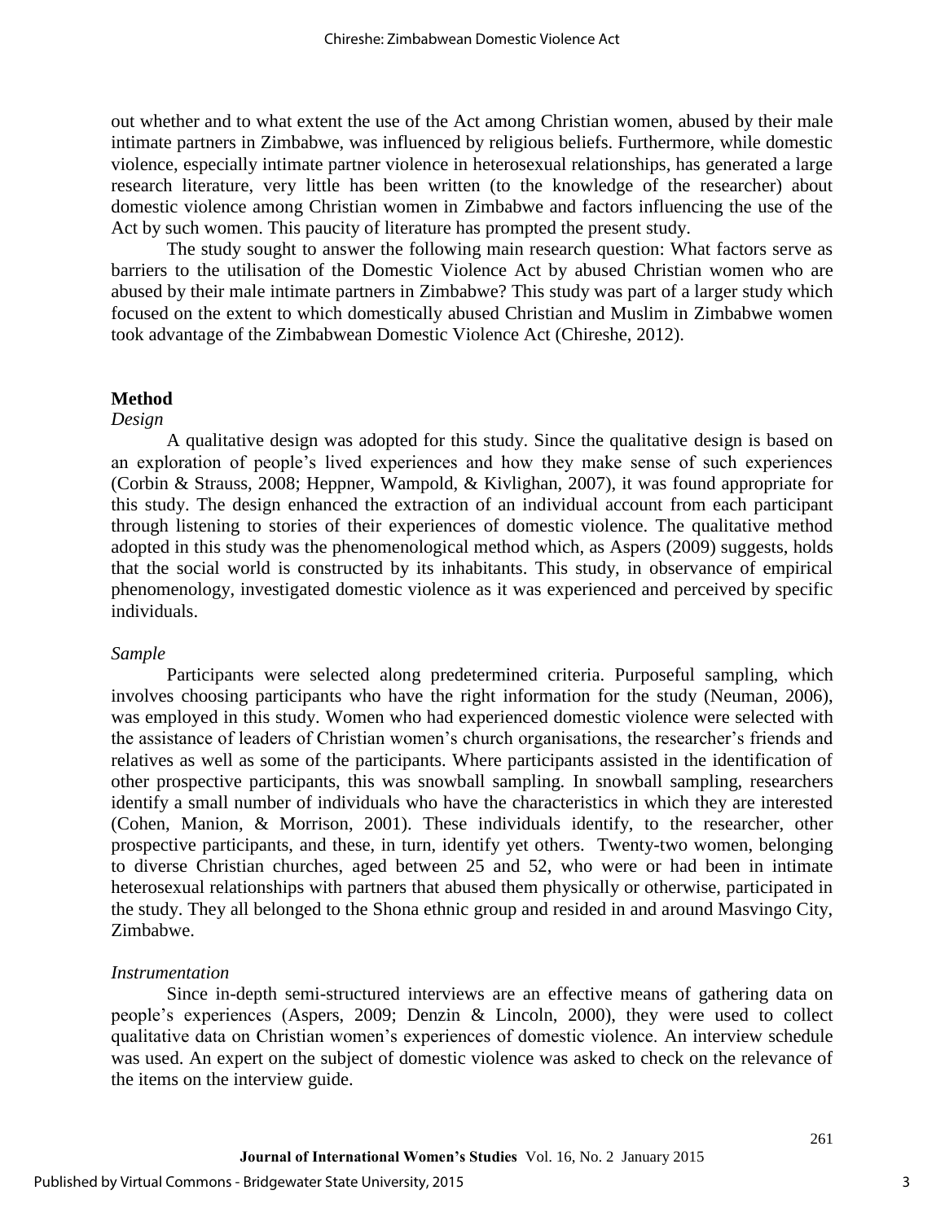out whether and to what extent the use of the Act among Christian women, abused by their male intimate partners in Zimbabwe, was influenced by religious beliefs. Furthermore, while domestic violence, especially intimate partner violence in heterosexual relationships, has generated a large research literature, very little has been written (to the knowledge of the researcher) about domestic violence among Christian women in Zimbabwe and factors influencing the use of the Act by such women. This paucity of literature has prompted the present study.

The study sought to answer the following main research question: What factors serve as barriers to the utilisation of the Domestic Violence Act by abused Christian women who are abused by their male intimate partners in Zimbabwe? This study was part of a larger study which focused on the extent to which domestically abused Christian and Muslim in Zimbabwe women took advantage of the Zimbabwean Domestic Violence Act (Chireshe, 2012).

## Method

### *Design*

A qualitative design was adopted for this study. Since the qualitative design is based on an exploration of people's lived experiences and how they make sense of such experiences (Corbin & Strauss, 2008; Heppner, Wampold, & Kivlighan, 2007), it was found appropriate for this study. The design enhanced the extraction of an individual account from each participant through listening to stories of their experiences of domestic violence. The qualitative method adopted in this study was the phenomenological method which, as Aspers (2009) suggests, holds that the social world is constructed by its inhabitants. This study, in observance of empirical phenomenology, investigated domestic violence as it was experienced and perceived by specific individuals.

### *Sample*

Participants were selected along predetermined criteria. Purposeful sampling, which involves choosing participants who have the right information for the study (Neuman, 2006), was employed in this study. Women who had experienced domestic violence were selected with the assistance of leaders of Christian women's church organisations, the researcher's friends and relatives as well as some of the participants. Where participants assisted in the identification of other prospective participants, this was snowball sampling. In snowball sampling, researchers identify a small number of individuals who have the characteristics in which they are interested (Cohen, Manion, & Morrison, 2001). These individuals identify, to the researcher, other prospective participants, and these, in turn, identify yet others. Twenty-two women, belonging to diverse Christian churches, aged between 25 and 52, who were or had been in intimate heterosexual relationships with partners that abused them physically or otherwise, participated in the study. They all belonged to the Shona ethnic group and resided in and around Masvingo City, Zimbabwe.

### *Instrumentation*

Since in-depth semi-structured interviews are an effective means of gathering data on people's experiences (Aspers, 2009; Denzin & Lincoln, 2000), they were used to collect qualitative data on Christian women's experiences of domestic violence. An interview schedule was used. An expert on the subject of domestic violence was asked to check on the relevance of the items on the interview guide.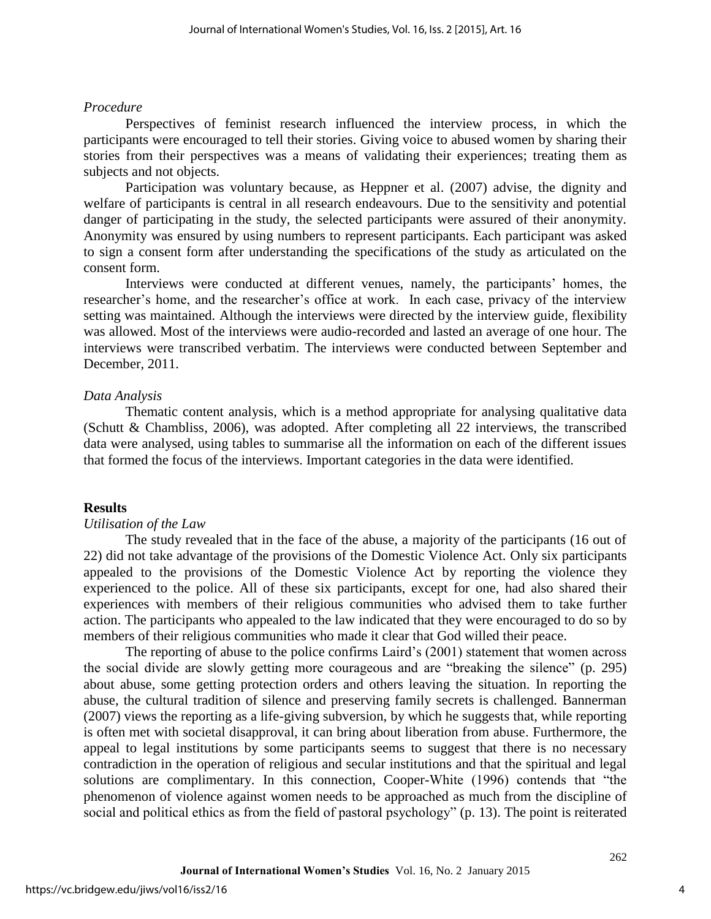*Procedure*

Perspectives of feminist research influenced the interview process, in which the participants were encouraged to tell their stories. Giving voice to abused women by sharing their stories from their perspectives was a means of validating their experiences; treating them as subjects and not objects.

Participation was voluntary because, as Heppner et al. (2007) advise, the dignity and welfare of participants is central in all research endeavours. Due to the sensitivity and potential danger of participating in the study, the selected participants were assured of their anonymity. Anonymity was ensured by using numbers to represent participants. Each participant was asked to sign a consent form after understanding the specifications of the study as articulated on the consent form.

Interviews were conducted at different venues, namely, the participants' homes, the researcher's home, and the researcher's office at work. In each case, privacy of the interview setting was maintained. Although the interviews were directed by the interview guide, flexibility was allowed. Most of the interviews were audio-recorded and lasted an average of one hour. The interviews were transcribed verbatim. The interviews were conducted between September and December, 2011.

*Data Analysis*

Thematic content analysis, which is a method appropriate for analysing qualitative data (Schutt & Chambliss, 2006), was adopted. After completing all 22 interviews, the transcribed data were analysed, using tables to summarise all the information on each of the different issues that formed the focus of the interviews. Important categories in the data were identified.

## Results

*Utilisation of the Law*

The study revealed that in the face of the abuse, a majority of the participants (16 out of 22) did not take advantage of the provisions of the Domestic Violence Act. Only six participants appealed to the provisions of the Domestic Violence Act by reporting the violence they experienced to the police. All of these six participants, except for one, had also shared their experiences with members of their religious communities who advised them to take further action. The participants who appealed to the law indicated that they were encouraged to do so by members of their religious communities who made it clear that God willed their peace.

The reporting of abuse to the police confirms Laird's (2001) statement that women across the social divide are slowly getting more courageous and are "breaking the silence" (p. 295) about abuse, some getting protection orders and others leaving the situation. In reporting the abuse, the cultural tradition of silence and preserving family secrets is challenged. Bannerman (2007) views the reporting as a life-giving subversion, by which he suggests that, while reporting is often met with societal disapproval, it can bring about liberation from abuse. Furthermore, the appeal to legal institutions by some participants seems to suggest that there is no necessary contradiction in the operation of religious and secular institutions and that the spiritual and legal solutions are complimentary. In this connection, Cooper-White (1996) contends that "the phenomenon of violence against women needs to be approached as much from the discipline of social and political ethics as from the field of pastoral psychology" (p. 13). The point is reiterated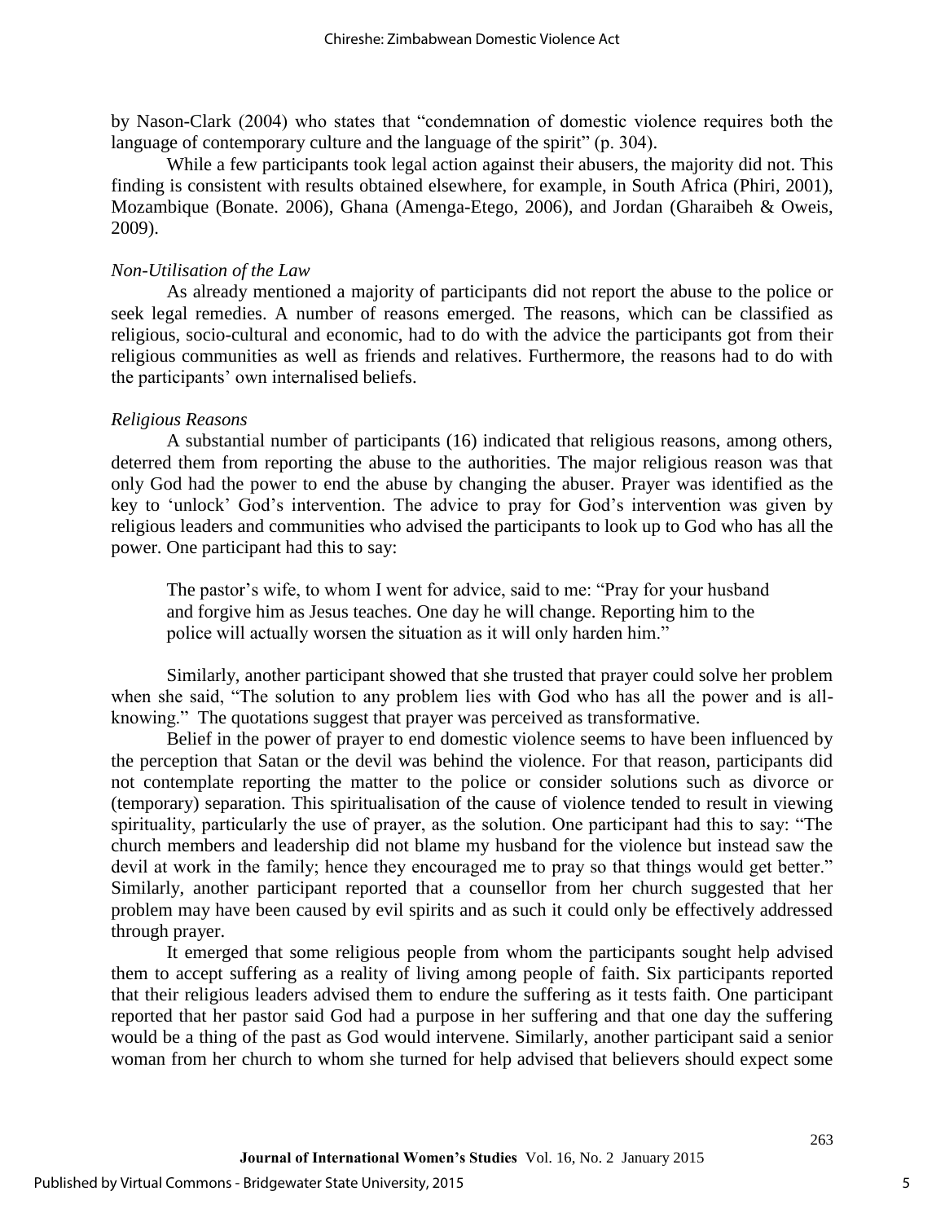by Nason-Clark (2004) who states that "condemnation of domestic violence requires both the language of contemporary culture and the language of the spirit" (p. 304).

While a few participants took legal action against their abusers, the majority did not. This finding is consistent with results obtained elsewhere, for example, in South Africa (Phiri, 2001), Mozambique (Bonate. 2006), Ghana (Amenga-Etego, 2006), and Jordan (Gharaibeh & Oweis, 2009).

### *Non-Utilisation of the Law*

As already mentioned a majority of participants did not report the abuse to the police or seek legal remedies. A number of reasons emerged. The reasons, which can be classified as religious, socio-cultural and economic, had to do with the advice the participants got from their religious communities as well as friends and relatives. Furthermore, the reasons had to do with the participants' own internalised beliefs.

### *Religious Reasons*

A substantial number of participants (16) indicated that religious reasons, among others, deterred them from reporting the abuse to the authorities. The major religious reason was that only God had the power to end the abuse by changing the abuser. Prayer was identified as the key to 'unlock' God's intervention. The advice to pray for God's intervention was given by religious leaders and communities who advised the participants to look up to God who has all the power. One participant had this to say:

> The pastor's wife, to whom I went for advice, said to me: "Pray for your husband and forgive him as Jesus teaches. One day he will change. Reporting him to the police will actually worsen the situation as it will only harden him."

Similarly, another participant showed that she trusted that prayer could solve her problem when she said, "The solution to any problem lies with God who has all the power and is all-knowing." The quotations suggest that prayer was perceived as transformative.

Belief in the power of prayer to end domestic violence seems to have been influenced by the perception that Satan or the devil was behind the violence. For that reason, participants did not contemplate reporting the matter to the police or consider solutions such as divorce or (temporary) separation. This spiritualisation of the cause of violence tended to result in viewing spirituality, particularly the use of prayer, as the solution. One participant had this to say: "The church members and leadership did not blame my husband for the violence but instead saw the devil at work in the family; hence they encouraged me to pray so that things would get better." Similarly, another participant reported that a counsellor from her church suggested that her problem may have been caused by evil spirits and as such it could only be effectively addressed through prayer.

It emerged that some religious people from whom the participants sought help advised them to accept suffering as a reality of living among people of faith. Six participants reported that their religious leaders advised them to endure the suffering as it tests faith. One participant reported that her pastor said God had a purpose in her suffering and that one day the suffering would be a thing of the past as God would intervene. Similarly, another participant said a senior woman from her church to whom she turned for help advised that believers should expect some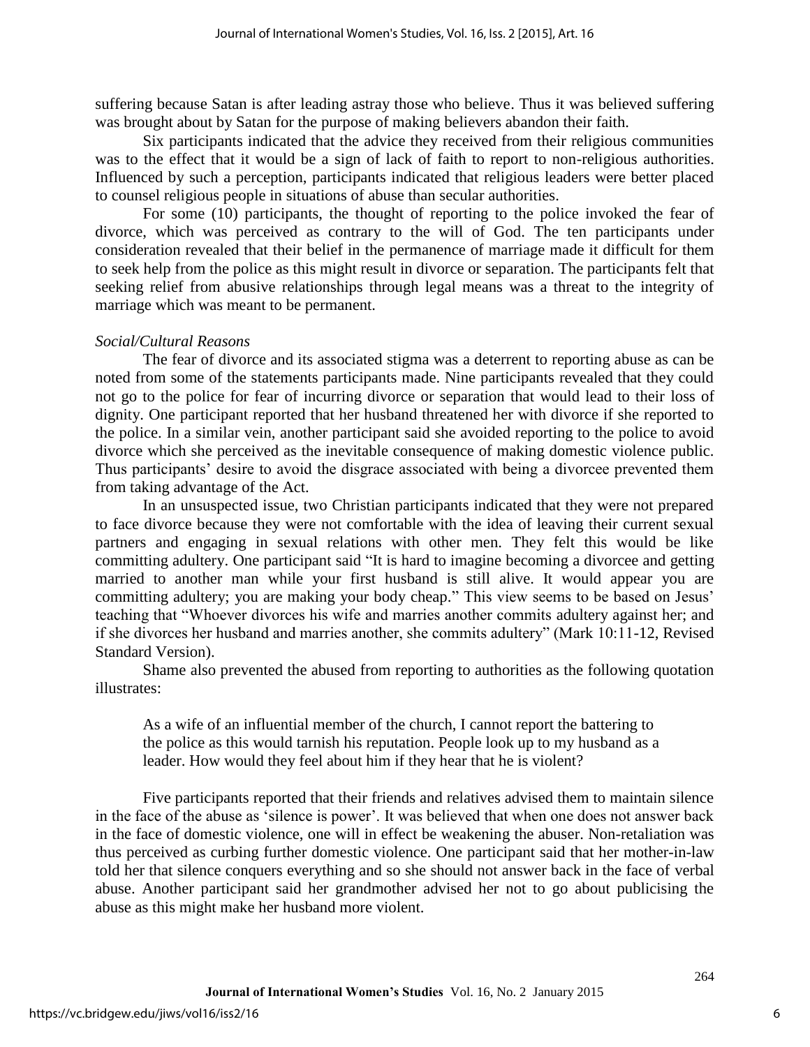suffering because Satan is after leading astray those who believe. Thus it was believed suffering was brought about by Satan for the purpose of making believers abandon their faith.

Six participants indicated that the advice they received from their religious communities was to the effect that it would be a sign of lack of faith to report to non-religious authorities. Influenced by such a perception, participants indicated that religious leaders were better placed to counsel religious people in situations of abuse than secular authorities.

For some (10) participants, the thought of reporting to the police invoked the fear of divorce, which was perceived as contrary to the will of God. The ten participants under consideration revealed that their belief in the permanence of marriage made it difficult for them to seek help from the police as this might result in divorce or separation. The participants felt that seeking relief from abusive relationships through legal means was a threat to the integrity of marriage which was meant to be permanent.

*Social/Cultural Reasons*

The fear of divorce and its associated stigma was a deterrent to reporting abuse as can be noted from some of the statements participants made. Nine participants revealed that they could not go to the police for fear of incurring divorce or separation that would lead to their loss of dignity. One participant reported that her husband threatened her with divorce if she reported to the police. In a similar vein, another participant said she avoided reporting to the police to avoid divorce which she perceived as the inevitable consequence of making domestic violence public. Thus participants' desire to avoid the disgrace associated with being a divorcee prevented them from taking advantage of the Act.

In an unsuspected issue, two Christian participants indicated that they were not prepared to face divorce because they were not comfortable with the idea of leaving their current sexual partners and engaging in sexual relations with other men. They felt this would be like committing adultery. One participant said "It is hard to imagine becoming a divorcee and getting married to another man while your first husband is still alive. It would appear you are committing adultery; you are making your body cheap." This view seems to be based on Jesus' teaching that "Whoever divorces his wife and marries another commits adultery against her; and if she divorces her husband and marries another, she commits adultery" (Mark 10:11-12, Revised Standard Version).

Shame also prevented the abused from reporting to authorities as the following quotation illustrates:

> As a wife of an influential member of the church, I cannot report the battering to the police as this would tarnish his reputation. People look up to my husband as a leader. How would they feel about him if they hear that he is violent?

Five participants reported that their friends and relatives advised them to maintain silence in the face of the abuse as 'silence is power'. It was believed that when one does not answer back in the face of domestic violence, one will in effect be weakening the abuser. Non-retaliation was thus perceived as curbing further domestic violence. One participant said that her mother-in-law told her that silence conquers everything and so she should not answer back in the face of verbal abuse. Another participant said her grandmother advised her not to go about publicising the abuse as this might make her husband more violent.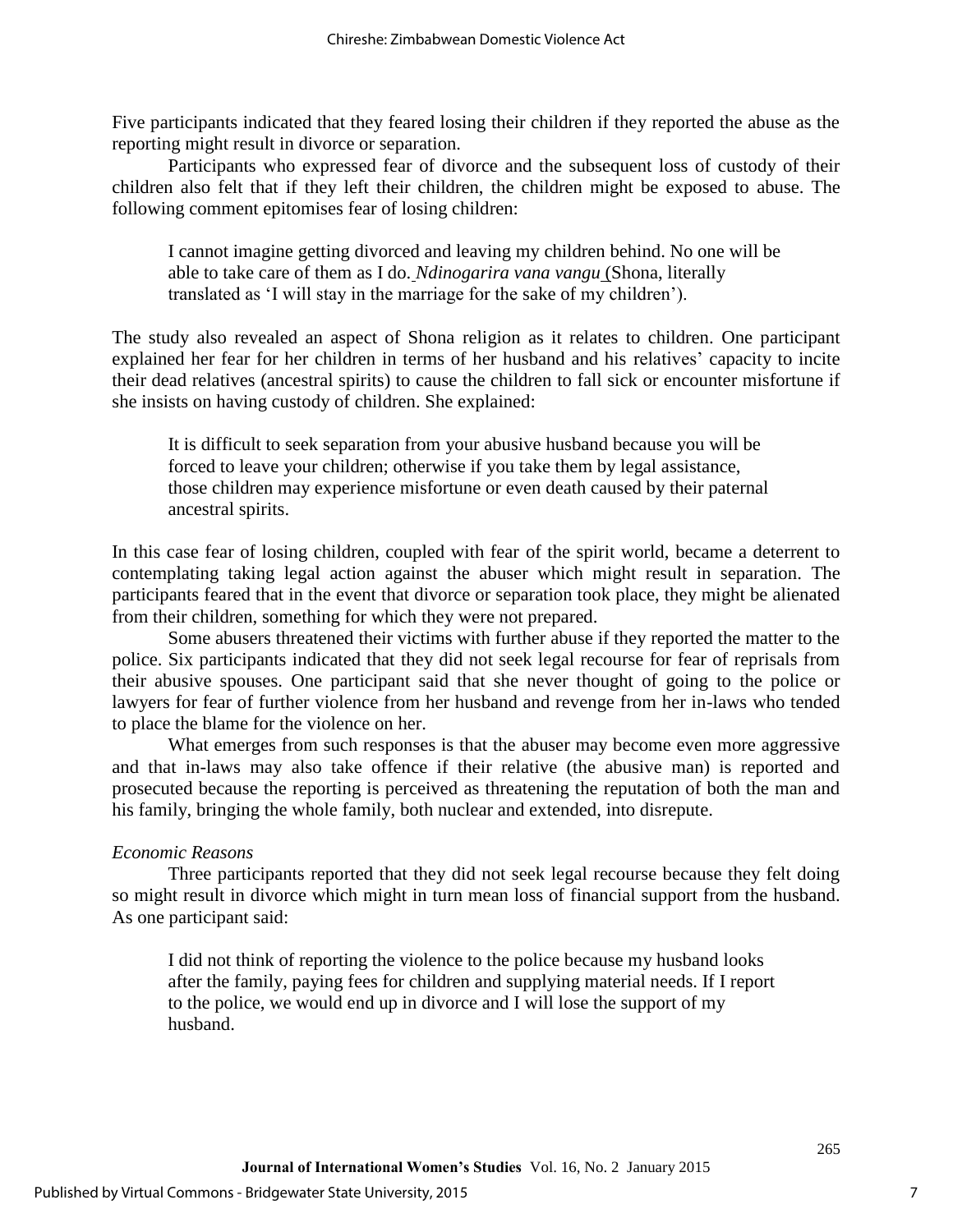Five participants indicated that they feared losing their children if they reported the abuse as the reporting might result in divorce or separation.

Participants who expressed fear of divorce and the subsequent loss of custody of their children also felt that if they left their children, the children might be exposed to abuse. The following comment epitomises fear of losing children:

> I cannot imagine getting divorced and leaving my children behind. No one will be able to take care of them as I do. *Ndinogarira vana vangu* (Shona, literally translated as 'I will stay in the marriage for the sake of my children').

The study also revealed an aspect of Shona religion as it relates to children. One participant explained her fear for her children in terms of her husband and his relatives' capacity to incite their dead relatives (ancestral spirits) to cause the children to fall sick or encounter misfortune if she insists on having custody of children. She explained:

> It is difficult to seek separation from your abusive husband because you will be forced to leave your children; otherwise if you take them by legal assistance, those children may experience misfortune or even death caused by their paternal ancestral spirits.

In this case fear of losing children, coupled with fear of the spirit world, became a deterrent to contemplating taking legal action against the abuser which might result in separation. The participants feared that in the event that divorce or separation took place, they might be alienated from their children, something for which they were not prepared.

Some abusers threatened their victims with further abuse if they reported the matter to the police. Six participants indicated that they did not seek legal recourse for fear of reprisals from their abusive spouses. One participant said that she never thought of going to the police or lawyers for fear of further violence from her husband and revenge from her in-laws who tended to place the blame for the violence on her.

What emerges from such responses is that the abuser may become even more aggressive and that in-laws may also take offence if their relative (the abusive man) is reported and prosecuted because the reporting is perceived as threatening the reputation of both the man and his family, bringing the whole family, both nuclear and extended, into disrepute.

*Economic Reasons*

Three participants reported that they did not seek legal recourse because they felt doing so might result in divorce which might in turn mean loss of financial support from the husband. As one participant said:

> I did not think of reporting the violence to the police because my husband looks after the family, paying fees for children and supplying material needs. If I report to the police, we would end up in divorce and I will lose the support of my husband.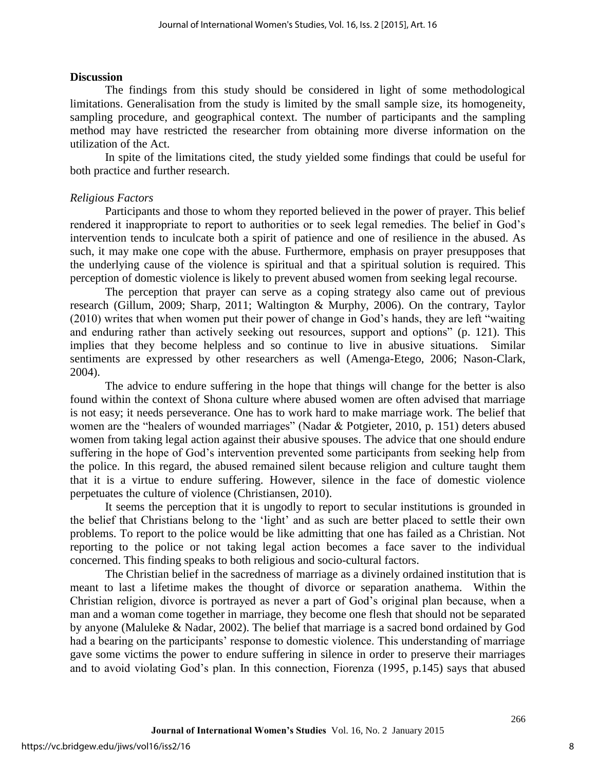## Discussion

The findings from this study should be considered in light of some methodological limitations. Generalisation from the study is limited by the small sample size, its homogeneity, sampling procedure, and geographical context. The number of participants and the sampling method may have restricted the researcher from obtaining more diverse information on the utilization of the Act.

In spite of the limitations cited, the study yielded some findings that could be useful for both practice and further research.

### *Religious Factors*

Participants and those to whom they reported believed in the power of prayer. This belief rendered it inappropriate to report to authorities or to seek legal remedies. The belief in God's intervention tends to inculcate both a spirit of patience and one of resilience in the abused. As such, it may make one cope with the abuse. Furthermore, emphasis on prayer presupposes that the underlying cause of the violence is spiritual and that a spiritual solution is required. This perception of domestic violence is likely to prevent abused women from seeking legal recourse.

The perception that prayer can serve as a coping strategy also came out of previous research (Gillum, 2009; Sharp, 2011; Waltington & Murphy, 2006). On the contrary, Taylor (2010) writes that when women put their power of change in God's hands, they are left "waiting and enduring rather than actively seeking out resources, support and options" (p. 121). This implies that they become helpless and so continue to live in abusive situations. Similar sentiments are expressed by other researchers as well (Amenga-Etego, 2006; Nason-Clark, 2004).

The advice to endure suffering in the hope that things will change for the better is also found within the context of Shona culture where abused women are often advised that marriage is not easy; it needs perseverance. One has to work hard to make marriage work. The belief that women are the "healers of wounded marriages" (Nadar & Potgieter, 2010, p. 151) deters abused women from taking legal action against their abusive spouses. The advice that one should endure suffering in the hope of God's intervention prevented some participants from seeking help from the police. In this regard, the abused remained silent because religion and culture taught them that it is a virtue to endure suffering. However, silence in the face of domestic violence perpetuates the culture of violence (Christiansen, 2010).

It seems the perception that it is ungodly to report to secular institutions is grounded in the belief that Christians belong to the 'light' and as such are better placed to settle their own problems. To report to the police would be like admitting that one has failed as a Christian. Not reporting to the police or not taking legal action becomes a face saver to the individual concerned. This finding speaks to both religious and socio-cultural factors.

The Christian belief in the sacredness of marriage as a divinely ordained institution that is meant to last a lifetime makes the thought of divorce or separation anathema. Within the Christian religion, divorce is portrayed as never a part of God's original plan because, when a man and a woman come together in marriage, they become one flesh that should not be separated by anyone (Maluleke & Nadar, 2002). The belief that marriage is a sacred bond ordained by God had a bearing on the participants' response to domestic violence. This understanding of marriage gave some victims the power to endure suffering in silence in order to preserve their marriages and to avoid violating God's plan. In this connection, Fiorenza (1995, p.145) says that abused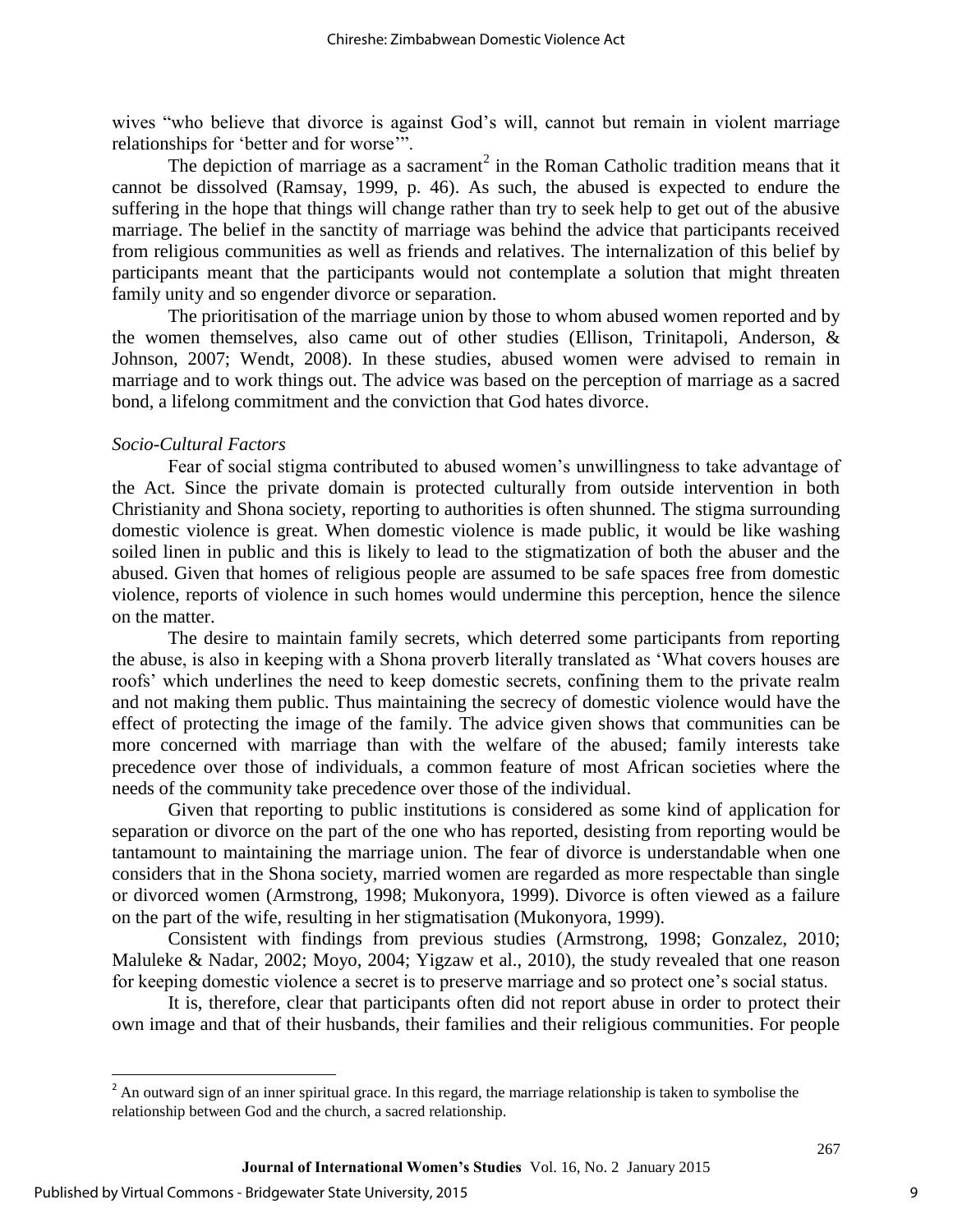wives "who believe that divorce is against God's will, cannot but remain in violent marriage relationships for 'better and for worse'".

The depiction of marriage as a sacrament[2] in the Roman Catholic tradition means that it cannot be dissolved (Ramsay, 1999, p. 46). As such, the abused is expected to endure the suffering in the hope that things will change rather than try to seek help to get out of the abusive marriage. The belief in the sanctity of marriage was behind the advice that participants received from religious communities as well as friends and relatives. The internalization of this belief by participants meant that the participants would not contemplate a solution that might threaten family unity and so engender divorce or separation.

The prioritisation of the marriage union by those to whom abused women reported and by the women themselves, also came out of other studies (Ellison, Trinitapoli, Anderson, & Johnson, 2007; Wendt, 2008). In these studies, abused women were advised to remain in marriage and to work things out. The advice was based on the perception of marriage as a sacred bond, a lifelong commitment and the conviction that God hates divorce.

*Socio-Cultural Factors*

Fear of social stigma contributed to abused women's unwillingness to take advantage of the Act. Since the private domain is protected culturally from outside intervention in both Christianity and Shona society, reporting to authorities is often shunned. The stigma surrounding domestic violence is great. When domestic violence is made public, it would be like washing soiled linen in public and this is likely to lead to the stigmatization of both the abuser and the abused. Given that homes of religious people are assumed to be safe spaces free from domestic violence, reports of violence in such homes would undermine this perception, hence the silence on the matter.

The desire to maintain family secrets, which deterred some participants from reporting the abuse, is also in keeping with a Shona proverb literally translated as 'What covers houses are roofs' which underlines the need to keep domestic secrets, confining them to the private realm and not making them public. Thus maintaining the secrecy of domestic violence would have the effect of protecting the image of the family. The advice given shows that communities can be more concerned with marriage than with the welfare of the abused; family interests take precedence over those of individuals, a common feature of most African societies where the needs of the community take precedence over those of the individual.

Given that reporting to public institutions is considered as some kind of application for separation or divorce on the part of the one who has reported, desisting from reporting would be tantamount to maintaining the marriage union. The fear of divorce is understandable when one considers that in the Shona society, married women are regarded as more respectable than single or divorced women (Armstrong, 1998; Mukonyora, 1999). Divorce is often viewed as a failure on the part of the wife, resulting in her stigmatisation (Mukonyora, 1999).

Consistent with findings from previous studies (Armstrong, 1998; Gonzalez, 2010; Maluleke & Nadar, 2002; Moyo, 2004; Yigzaw et al., 2010), the study revealed that one reason for keeping domestic violence a secret is to preserve marriage and so protect one's social status.

It is, therefore, clear that participants often did not report abuse in order to protect their own image and that of their husbands, their families and their religious communities. For people

[2] An outward sign of an inner spiritual grace. In this regard, the marriage relationship is taken to symbolise the relationship between God and the church, a sacred relationship.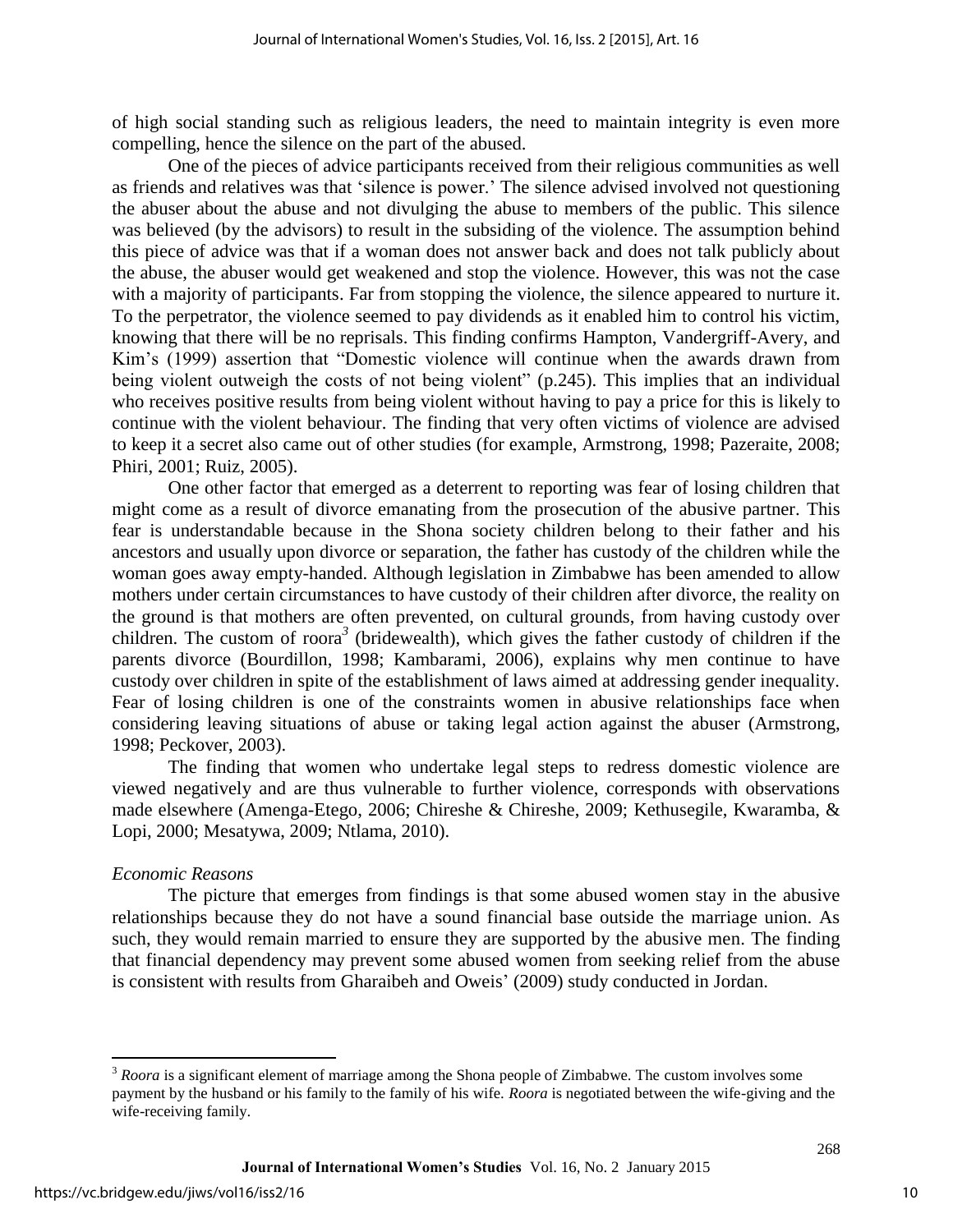of high social standing such as religious leaders, the need to maintain integrity is even more compelling, hence the silence on the part of the abused.

One of the pieces of advice participants received from their religious communities as well as friends and relatives was that 'silence is power.' The silence advised involved not questioning the abuser about the abuse and not divulging the abuse to members of the public. This silence was believed (by the advisors) to result in the subsiding of the violence. The assumption behind this piece of advice was that if a woman does not answer back and does not talk publicly about the abuse, the abuser would get weakened and stop the violence. However, this was not the case with a majority of participants. Far from stopping the violence, the silence appeared to nurture it. To the perpetrator, the violence seemed to pay dividends as it enabled him to control his victim, knowing that there will be no reprisals. This finding confirms Hampton, Vandergriff-Avery, and Kim's (1999) assertion that "Domestic violence will continue when the awards drawn from being violent outweigh the costs of not being violent" (p.245). This implies that an individual who receives positive results from being violent without having to pay a price for this is likely to continue with the violent behaviour. The finding that very often victims of violence are advised to keep it a secret also came out of other studies (for example, Armstrong, 1998; Pazeraite, 2008; Phiri, 2001; Ruiz, 2005).

One other factor that emerged as a deterrent to reporting was fear of losing children that might come as a result of divorce emanating from the prosecution of the abusive partner. This fear is understandable because in the Shona society children belong to their father and his ancestors and usually upon divorce or separation, the father has custody of the children while the woman goes away empty-handed. Although legislation in Zimbabwe has been amended to allow mothers under certain circumstances to have custody of their children after divorce, the reality on the ground is that mothers are often prevented, on cultural grounds, from having custody over children. The custom of roora[3] (bridewealth), which gives the father custody of children if the parents divorce (Bourdillon, 1998; Kambarami, 2006), explains why men continue to have custody over children in spite of the establishment of laws aimed at addressing gender inequality. Fear of losing children is one of the constraints women in abusive relationships face when considering leaving situations of abuse or taking legal action against the abuser (Armstrong, 1998; Peckover, 2003).

The finding that women who undertake legal steps to redress domestic violence are viewed negatively and are thus vulnerable to further violence, corresponds with observations made elsewhere (Amenga-Etego, 2006; Chireshe & Chireshe, 2009; Kethusegile, Kwaramba, & Lopi, 2000; Mesatywa, 2009; Ntlama, 2010).

*Economic Reasons*

The picture that emerges from findings is that some abused women stay in the abusive relationships because they do not have a sound financial base outside the marriage union. As such, they would remain married to ensure they are supported by the abusive men. The finding that financial dependency may prevent some abused women from seeking relief from the abuse is consistent with results from Gharaibeh and Oweis' (2009) study conducted in Jordan.

---

[3] *Roora* is a significant element of marriage among the Shona people of Zimbabwe. The custom involves some payment by the husband or his family to the family of his wife. *Roora* is negotiated between the wife-giving and the wife-receiving family.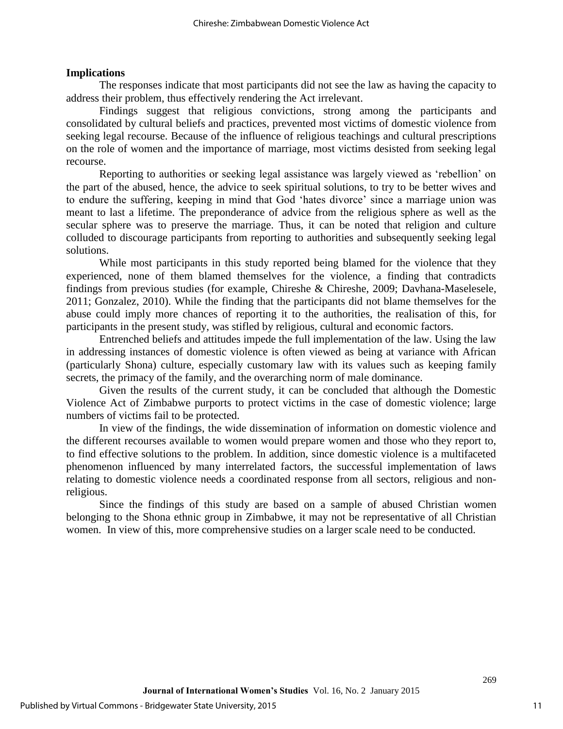**Implications**

The responses indicate that most participants did not see the law as having the capacity to address their problem, thus effectively rendering the Act irrelevant.

Findings suggest that religious convictions, strong among the participants and consolidated by cultural beliefs and practices, prevented most victims of domestic violence from seeking legal recourse. Because of the influence of religious teachings and cultural prescriptions on the role of women and the importance of marriage, most victims desisted from seeking legal recourse.

Reporting to authorities or seeking legal assistance was largely viewed as 'rebellion' on the part of the abused, hence, the advice to seek spiritual solutions, to try to be better wives and to endure the suffering, keeping in mind that God 'hates divorce' since a marriage union was meant to last a lifetime. The preponderance of advice from the religious sphere as well as the secular sphere was to preserve the marriage. Thus, it can be noted that religion and culture colluded to discourage participants from reporting to authorities and subsequently seeking legal solutions.

While most participants in this study reported being blamed for the violence that they experienced, none of them blamed themselves for the violence, a finding that contradicts findings from previous studies (for example, Chireshe & Chireshe, 2009; Davhana-Maselesele, 2011; Gonzalez, 2010). While the finding that the participants did not blame themselves for the abuse could imply more chances of reporting it to the authorities, the realisation of this, for participants in the present study, was stifled by religious, cultural and economic factors.

Entrenched beliefs and attitudes impede the full implementation of the law. Using the law in addressing instances of domestic violence is often viewed as being at variance with African (particularly Shona) culture, especially customary law with its values such as keeping family secrets, the primacy of the family, and the overarching norm of male dominance.

Given the results of the current study, it can be concluded that although the Domestic Violence Act of Zimbabwe purports to protect victims in the case of domestic violence; large numbers of victims fail to be protected.

In view of the findings, the wide dissemination of information on domestic violence and the different recourses available to women would prepare women and those who they report to, to find effective solutions to the problem. In addition, since domestic violence is a multifaceted phenomenon influenced by many interrelated factors, the successful implementation of laws relating to domestic violence needs a coordinated response from all sectors, religious and non-religious.

Since the findings of this study are based on a sample of abused Christian women belonging to the Shona ethnic group in Zimbabwe, it may not be representative of all Christian women. In view of this, more comprehensive studies on a larger scale need to be conducted.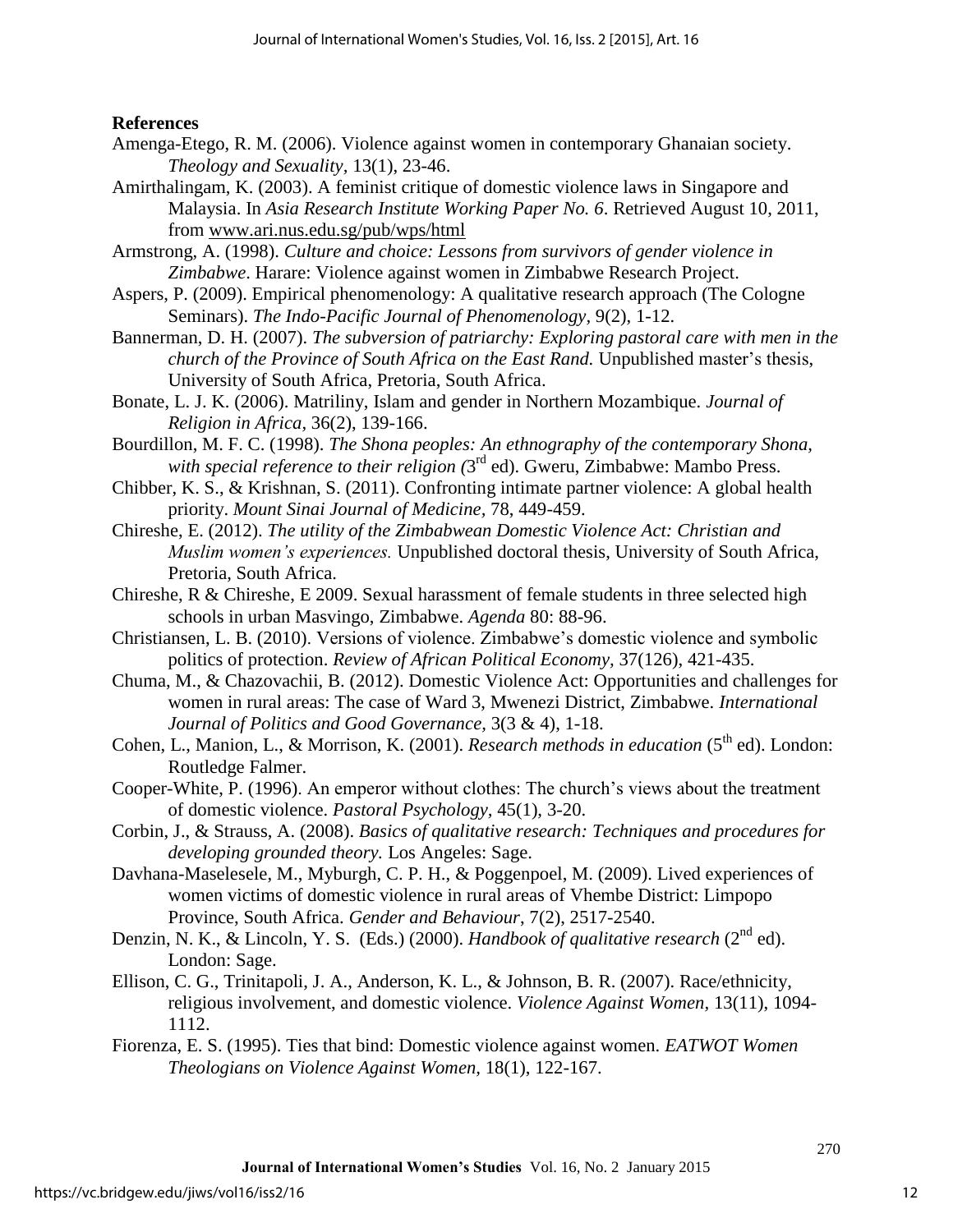**References**

Amenga-Etego, R. M. (2006). Violence against women in contemporary Ghanaian society. *Theology and Sexuality*, 13(1), 23-46.

Amirthalingam, K. (2003). A feminist critique of domestic violence laws in Singapore and Malaysia. In *Asia Research Institute Working Paper No. 6*. Retrieved August 10, 2011, from www.ari.nus.edu.sg/pub/wps/html

Armstrong, A. (1998). *Culture and choice: Lessons from survivors of gender violence in Zimbabwe*. Harare: Violence against women in Zimbabwe Research Project.

Aspers, P. (2009). Empirical phenomenology: A qualitative research approach (The Cologne Seminars). *The Indo-Pacific Journal of Phenomenology*, 9(2), 1-12.

Bannerman, D. H. (2007). *The subversion of patriarchy: Exploring pastoral care with men in the church of the Province of South Africa on the East Rand.* Unpublished master's thesis, University of South Africa, Pretoria, South Africa.

Bonate, L. J. K. (2006). Matriliny, Islam and gender in Northern Mozambique. *Journal of Religion in Africa*, 36(2), 139-166.

Bourdillon, M. F. C. (1998). *The Shona peoples: An ethnography of the contemporary Shona, with special reference to their religion (*3rd ed). Gweru, Zimbabwe: Mambo Press.

Chibber, K. S., & Krishnan, S. (2011). Confronting intimate partner violence: A global health priority. *Mount Sinai Journal of Medicine,* 78, 449-459.

Chireshe, E. (2012). *The utility of the Zimbabwean Domestic Violence Act: Christian and Muslim women's experiences.* Unpublished doctoral thesis, University of South Africa, Pretoria, South Africa.

Chireshe, R & Chireshe, E 2009. Sexual harassment of female students in three selected high schools in urban Masvingo, Zimbabwe. *Agenda* 80: 88-96.

Christiansen, L. B. (2010). Versions of violence. Zimbabwe's domestic violence and symbolic politics of protection. *Review of African Political Economy*, 37(126), 421-435.

Chuma, M., & Chazovachii, B. (2012). Domestic Violence Act: Opportunities and challenges for women in rural areas: The case of Ward 3, Mwenezi District, Zimbabwe. *International Journal of Politics and Good Governance,* 3(3 & 4), 1-18.

Cohen, L., Manion, L., & Morrison, K. (2001). *Research methods in education* (5th ed). London: Routledge Falmer.

Cooper-White, P. (1996). An emperor without clothes: The church's views about the treatment of domestic violence. *Pastoral Psychology,* 45(1), 3-20.

Corbin, J., & Strauss, A. (2008). *Basics of qualitative research: Techniques and procedures for developing grounded theory.* Los Angeles: Sage.

Davhana-Maselesele, M., Myburgh, C. P. H., & Poggenpoel, M. (2009). Lived experiences of women victims of domestic violence in rural areas of Vhembe District: Limpopo Province, South Africa. *Gender and Behaviour*, 7(2), 2517-2540.

Denzin, N. K., & Lincoln, Y. S. (Eds.) (2000). *Handbook of qualitative research* (2nd ed). London: Sage.

Ellison, C. G., Trinitapoli, J. A., Anderson, K. L., & Johnson, B. R. (2007). Race/ethnicity, religious involvement, and domestic violence. *Violence Against Women,* 13(11), 1094-1112.

Fiorenza, E. S. (1995). Ties that bind: Domestic violence against women. *EATWOT Women Theologians on Violence Against Women,* 18(1), 122-167.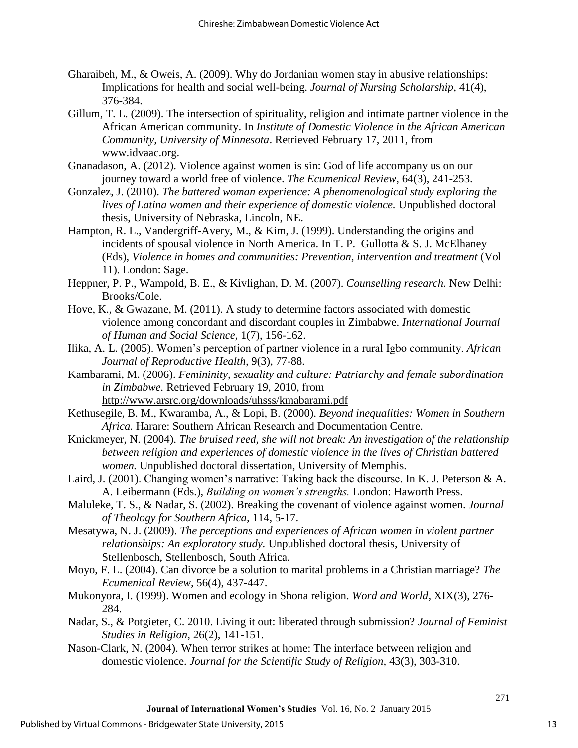Gharaibeh, M., & Oweis, A. (2009). Why do Jordanian women stay in abusive relationships: Implications for health and social well-being. *Journal of Nursing Scholarship*, 41(4), 376-384.

Gillum, T. L. (2009). The intersection of spirituality, religion and intimate partner violence in the African American community. In *Institute of Domestic Violence in the African American Community, University of Minnesota*. Retrieved February 17, 2011, from www.idvaac.org.

Gnanadason, A. (2012). Violence against women is sin: God of life accompany us on our journey toward a world free of violence. *The Ecumenical Review*, 64(3), 241-253.

Gonzalez, J. (2010). *The battered woman experience: A phenomenological study exploring the lives of Latina women and their experience of domestic violence.* Unpublished doctoral thesis, University of Nebraska, Lincoln, NE.

Hampton, R. L., Vandergriff-Avery, M., & Kim, J. (1999). Understanding the origins and incidents of spousal violence in North America. In T. P. Gullotta & S. J. McElhaney (Eds), *Violence in homes and communities: Prevention, intervention and treatment* (Vol 11). London: Sage.

Heppner, P. P., Wampold, B. E., & Kivlighan, D. M. (2007). *Counselling research.* New Delhi: Brooks/Cole.

Hove, K., & Gwazane, M. (2011). A study to determine factors associated with domestic violence among concordant and discordant couples in Zimbabwe. *International Journal of Human and Social Science*, 1(7), 156-162.

Ilika, A. L. (2005). Women's perception of partner violence in a rural Igbo community. *African Journal of Reproductive Health*, 9(3), 77-88.

Kambarami, M. (2006). *Femininity, sexuality and culture: Patriarchy and female subordination in Zimbabwe.* Retrieved February 19, 2010, from http://www.arsrc.org/downloads/uhsss/kmabarami.pdf

Kethusegile, B. M., Kwaramba, A., & Lopi, B. (2000). *Beyond inequalities: Women in Southern Africa.* Harare: Southern African Research and Documentation Centre.

Knickmeyer, N. (2004). *The bruised reed, she will not break: An investigation of the relationship between religion and experiences of domestic violence in the lives of Christian battered women.* Unpublished doctoral dissertation, University of Memphis.

Laird, J. (2001). Changing women's narrative: Taking back the discourse. In K. J. Peterson & A. A. Leibermann (Eds.), *Building on women's strengths.* London: Haworth Press.

Maluleke, T. S., & Nadar, S. (2002). Breaking the covenant of violence against women. *Journal of Theology for Southern Africa*, 114, 5-17.

Mesatywa, N. J. (2009). *The perceptions and experiences of African women in violent partner relationships: An exploratory study.* Unpublished doctoral thesis, University of Stellenbosch, Stellenbosch, South Africa.

Moyo, F. L. (2004). Can divorce be a solution to marital problems in a Christian marriage? *The Ecumenical Review*, 56(4), 437-447.

Mukonyora, I. (1999). Women and ecology in Shona religion. *Word and World*, XIX(3), 276-284.

Nadar, S., & Potgieter, C. 2010. Living it out: liberated through submission? *Journal of Feminist Studies in Religion*, 26(2), 141-151.

Nason-Clark, N. (2004). When terror strikes at home: The interface between religion and domestic violence. *Journal for the Scientific Study of Religion*, 43(3), 303-310.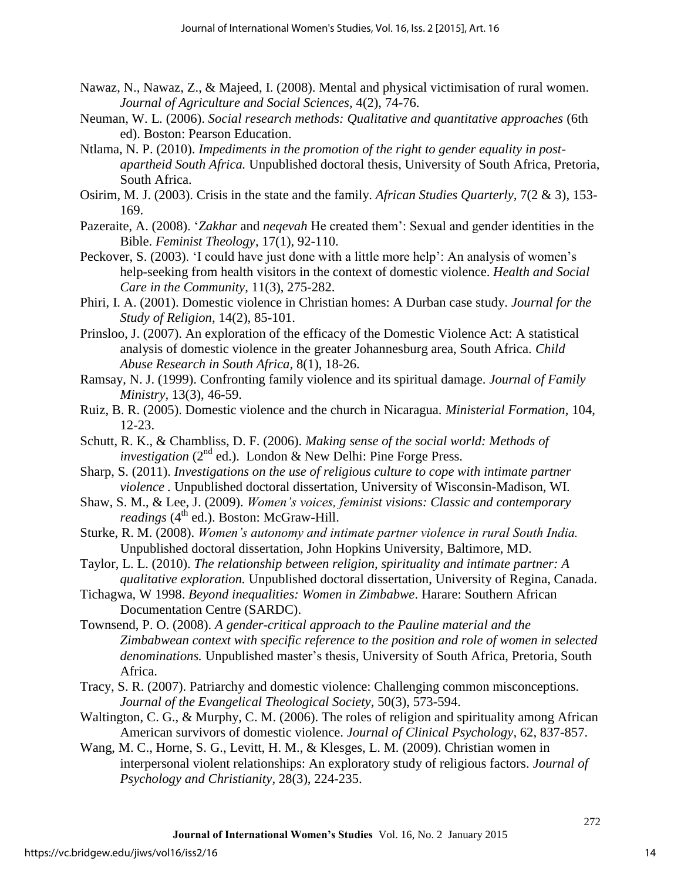Nawaz, N., Nawaz, Z., & Majeed, I. (2008). Mental and physical victimisation of rural women. *Journal of Agriculture and Social Sciences,* 4(2), 74-76.

Neuman, W. L. (2006). *Social research methods: Qualitative and quantitative approaches* (6th ed). Boston: Pearson Education.

Ntlama, N. P. (2010). *Impediments in the promotion of the right to gender equality in post-apartheid South Africa.* Unpublished doctoral thesis, University of South Africa, Pretoria, South Africa.

Osirim, M. J. (2003). Crisis in the state and the family. *African Studies Quarterly,* 7(2 & 3), 153-169.

Pazeraite, A. (2008). '*Zakhar* and *neqevah* He created them': Sexual and gender identities in the Bible. *Feminist Theology,* 17(1), 92-110.

Peckover, S. (2003). 'I could have just done with a little more help': An analysis of women's help-seeking from health visitors in the context of domestic violence. *Health and Social Care in the Community,* 11(3), 275-282.

Phiri, I. A. (2001). Domestic violence in Christian homes: A Durban case study. *Journal for the Study of Religion,* 14(2), 85-101.

Prinsloo, J. (2007). An exploration of the efficacy of the Domestic Violence Act: A statistical analysis of domestic violence in the greater Johannesburg area, South Africa. *Child Abuse Research in South Africa,* 8(1), 18-26.

Ramsay, N. J. (1999). Confronting family violence and its spiritual damage. *Journal of Family Ministry,* 13(3), 46-59.

Ruiz, B. R. (2005). Domestic violence and the church in Nicaragua. *Ministerial Formation,* 104, 12-23.

Schutt, R. K., & Chambliss, D. F. (2006). *Making sense of the social world: Methods of investigation* (2nd ed.). London & New Delhi: Pine Forge Press.

Sharp, S. (2011). *Investigations on the use of religious culture to cope with intimate partner violence* . Unpublished doctoral dissertation, University of Wisconsin-Madison, WI.

Shaw, S. M., & Lee, J. (2009). *Women's voices, feminist visions: Classic and contemporary readings* (4th ed.). Boston: McGraw-Hill.

Sturke, R. M. (2008). *Women's autonomy and intimate partner violence in rural South India.* Unpublished doctoral dissertation, John Hopkins University, Baltimore, MD.

Taylor, L. L. (2010). *The relationship between religion, spirituality and intimate partner: A qualitative exploration.* Unpublished doctoral dissertation, University of Regina, Canada.

Tichagwa, W 1998. *Beyond inequalities: Women in Zimbabwe*. Harare: Southern African Documentation Centre (SARDC).

Townsend, P. O. (2008). *A gender-critical approach to the Pauline material and the Zimbabwean context with specific reference to the position and role of women in selected denominations.* Unpublished master's thesis, University of South Africa, Pretoria, South Africa.

Tracy, S. R. (2007). Patriarchy and domestic violence: Challenging common misconceptions. *Journal of the Evangelical Theological Society*, 50(3), 573-594.

Waltington, C. G., & Murphy, C. M. (2006). The roles of religion and spirituality among African American survivors of domestic violence. *Journal of Clinical Psychology,* 62, 837-857.

Wang, M. C., Horne, S. G., Levitt, H. M., & Klesges, L. M. (2009). Christian women in interpersonal violent relationships: An exploratory study of religious factors. *Journal of Psychology and Christianity*, 28(3), 224-235.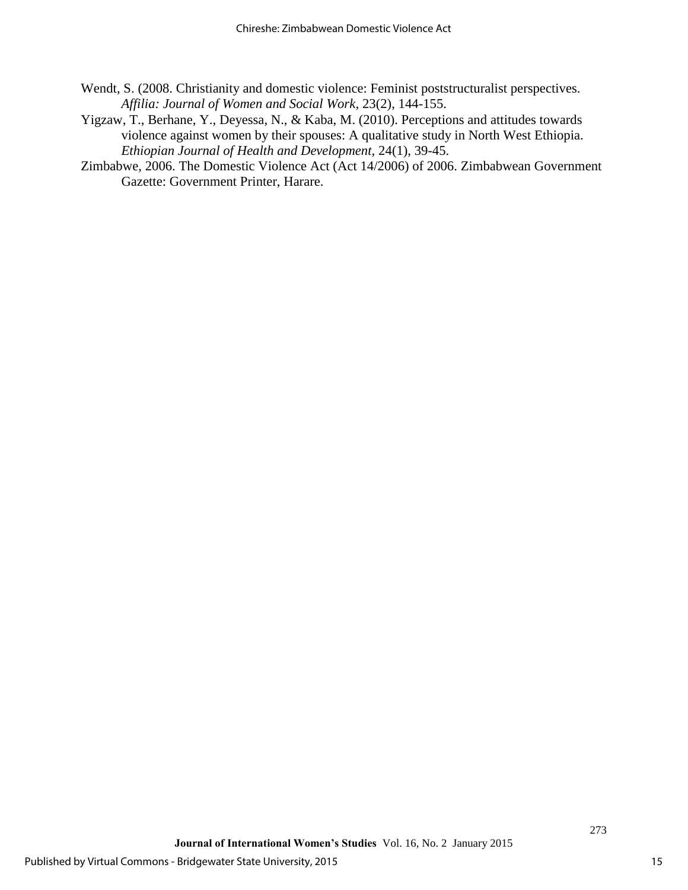Wendt, S. (2008. Christianity and domestic violence: Feminist poststructuralist perspectives. *Affilia: Journal of Women and Social Work*, 23(2), 144-155.

Yigzaw, T., Berhane, Y., Deyessa, N., & Kaba, M. (2010). Perceptions and attitudes towards violence against women by their spouses: A qualitative study in North West Ethiopia. *Ethiopian Journal of Health and Development*, 24(1), 39-45.

Zimbabwe, 2006. The Domestic Violence Act (Act 14/2006) of 2006. Zimbabwean Government Gazette: Government Printer, Harare.